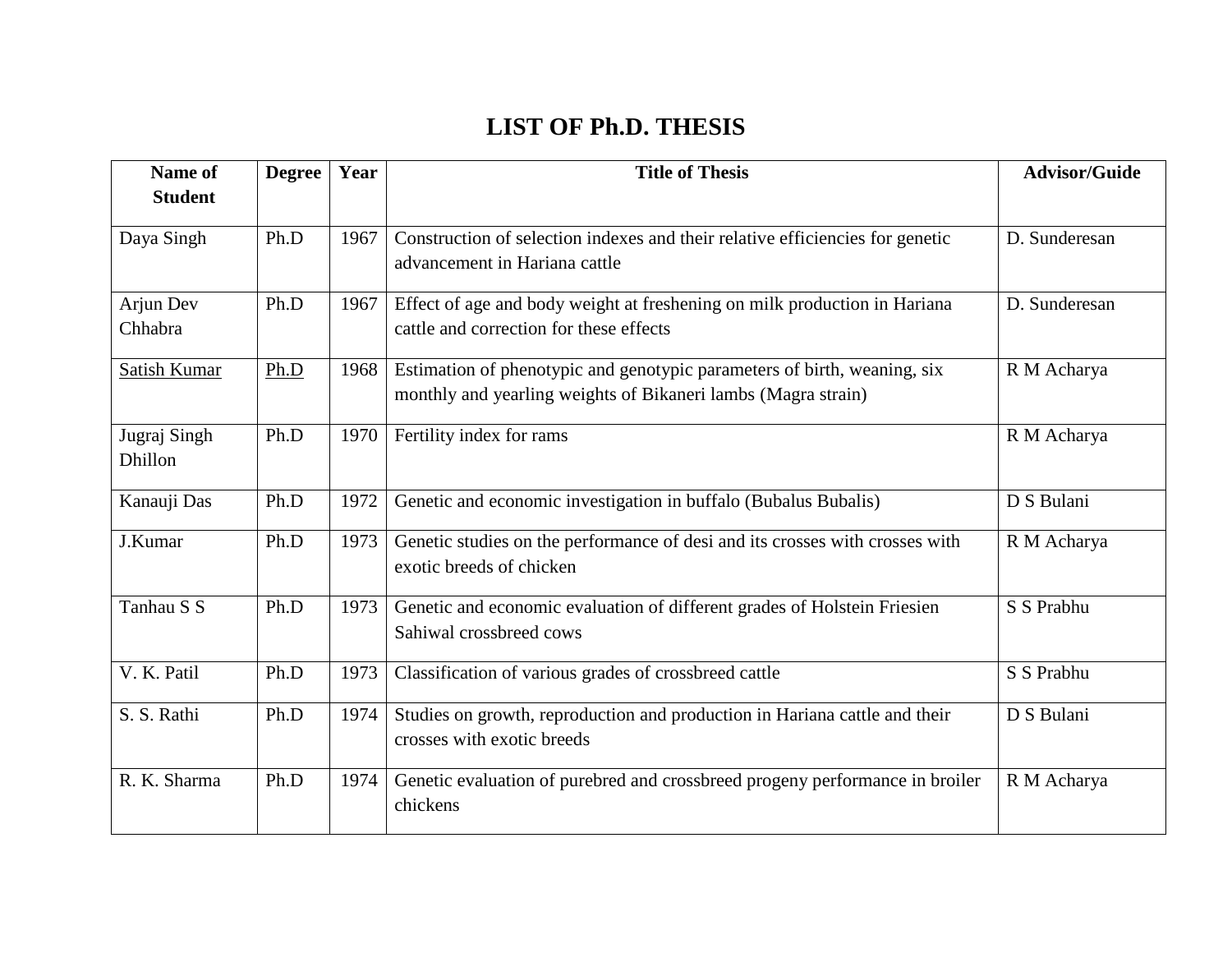# LIST OF Ph.D. THESIS

| Name of Student | Degree | Year | Title of Thesis | Advisor/Guide |
|---|---|---|---|---|
| Daya Singh | Ph.D | 1967 | Construction of selection indexes and their relative efficiencies for genetic advancement in Hariana cattle | D. Sunderesan |
| Arjun Dev Chhabra | Ph.D | 1967 | Effect of age and body weight at freshening on milk production in Hariana cattle and correction for these effects | D. Sunderesan |
| Satish Kumar | Ph.D | 1968 | Estimation of phenotypic and genotypic parameters of birth, weaning, six monthly and yearling weights of Bikaneri lambs (Magra strain) | R M Acharya |
| Jugraj Singh Dhillon | Ph.D | 1970 | Fertility index for rams | R M Acharya |
| Kanauji Das | Ph.D | 1972 | Genetic and economic investigation in buffalo (Bubalus Bubalis) | D S Bulani |
| J.Kumar | Ph.D | 1973 | Genetic studies on the performance of desi and its crosses with crosses with exotic breeds of chicken | R M Acharya |
| Tanhau S S | Ph.D | 1973 | Genetic and economic evaluation of different grades of Holstein Friesien Sahiwal crossbreed cows | S S Prabhu |
| V. K. Patil | Ph.D | 1973 | Classification of various grades of crossbreed cattle | S S Prabhu |
| S. S. Rathi | Ph.D | 1974 | Studies on growth, reproduction and production in Hariana cattle and their crosses with exotic breeds | D S Bulani |
| R. K. Sharma | Ph.D | 1974 | Genetic evaluation of purebred and crossbreed progeny performance in broiler chickens | R M Acharya |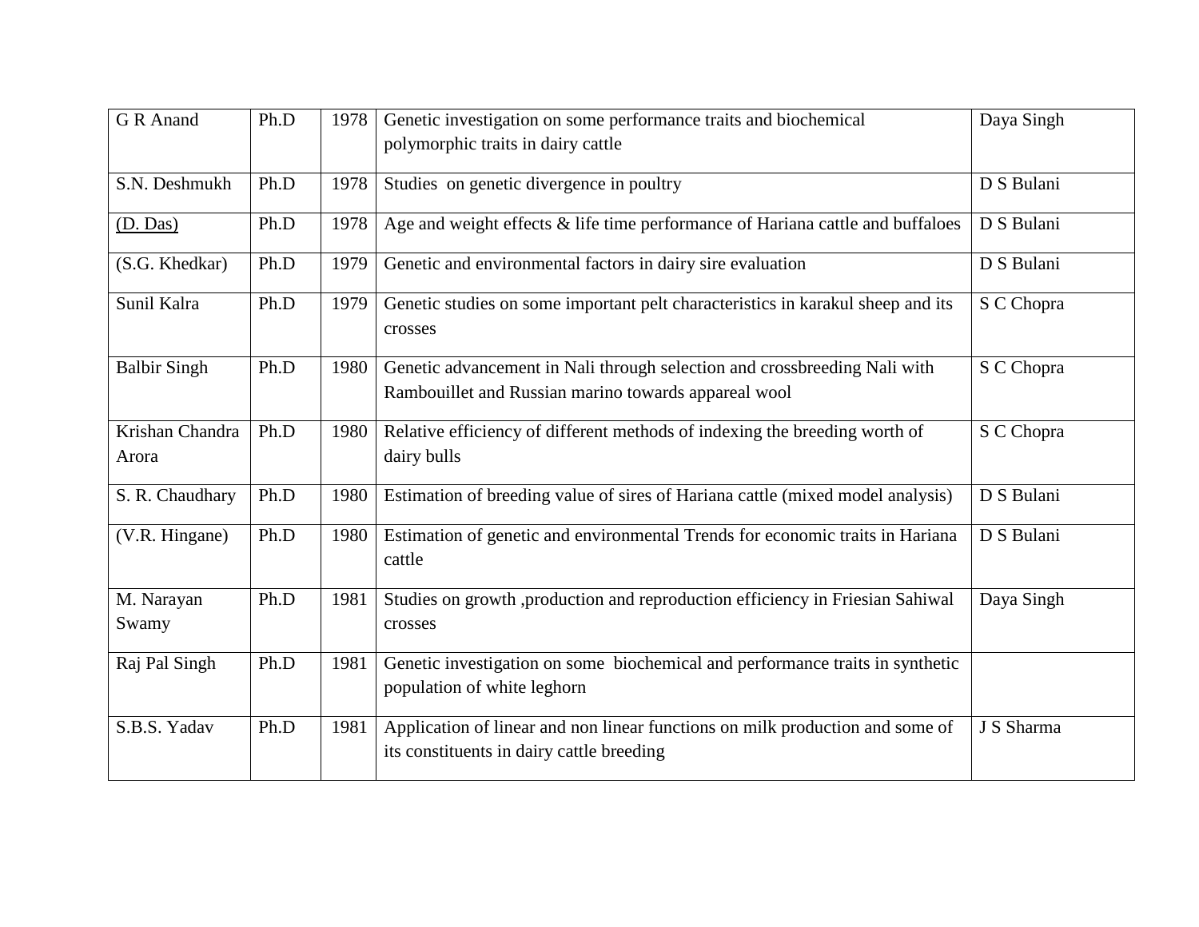| | | | | |
|---|---|---|---|---|
| G R Anand | Ph.D | 1978 | Genetic investigation on some performance traits and biochemical polymorphic traits in dairy cattle | Daya Singh |
| S.N. Deshmukh | Ph.D | 1978 | Studies on genetic divergence in poultry | D S Bulani |
| (D. Das) | Ph.D | 1978 | Age and weight effects & life time performance of Hariana cattle and buffaloes | D S Bulani |
| (S.G. Khedkar) | Ph.D | 1979 | Genetic and environmental factors in dairy sire evaluation | D S Bulani |
| Sunil Kalra | Ph.D | 1979 | Genetic studies on some important pelt characteristics in karakul sheep and its crosses | S C Chopra |
| Balbir Singh | Ph.D | 1980 | Genetic advancement in Nali through selection and crossbreeding Nali with Rambouillet and Russian marino towards appareal wool | S C Chopra |
| Krishan Chandra Arora | Ph.D | 1980 | Relative efficiency of different methods of indexing the breeding worth of dairy bulls | S C Chopra |
| S. R. Chaudhary | Ph.D | 1980 | Estimation of breeding value of sires of Hariana cattle (mixed model analysis) | D S Bulani |
| (V.R. Hingane) | Ph.D | 1980 | Estimation of genetic and environmental Trends for economic traits in Hariana cattle | D S Bulani |
| M. Narayan Swamy | Ph.D | 1981 | Studies on growth ,production and reproduction efficiency in Friesian Sahiwal crosses | Daya Singh |
| Raj Pal Singh | Ph.D | 1981 | Genetic investigation on some biochemical and performance traits in synthetic population of white leghorn | |
| S.B.S. Yadav | Ph.D | 1981 | Application of linear and non linear functions on milk production and some of its constituents in dairy cattle breeding | J S Sharma |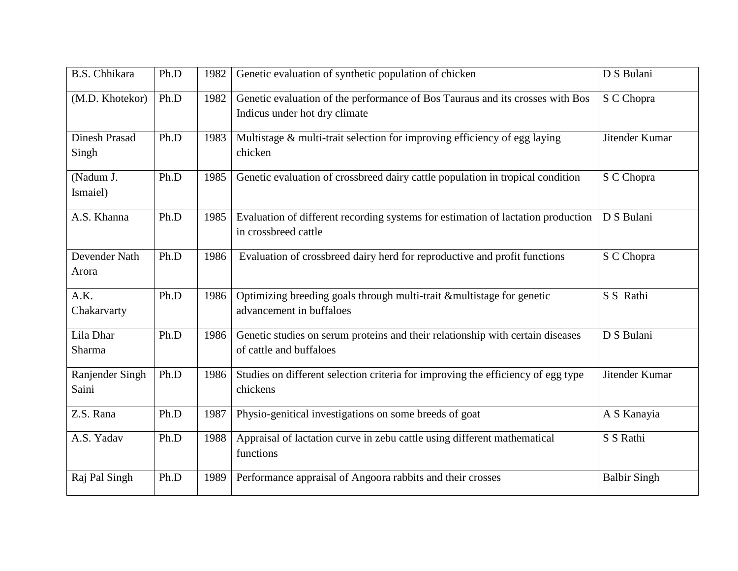| | | | | |
|---|---|---|---|---|
| B.S. Chhikara | Ph.D | 1982 | Genetic evaluation of synthetic population of chicken | D S Bulani |
| (M.D. Khotekor) | Ph.D | 1982 | Genetic evaluation of the performance of Bos Tauraus and its crosses with Bos Indicus under hot dry climate | S C Chopra |
| Dinesh Prasad Singh | Ph.D | 1983 | Multistage & multi-trait selection for improving efficiency of egg laying chicken | Jitender Kumar |
| (Nadum J. Ismaiel) | Ph.D | 1985 | Genetic evaluation of crossbreed dairy cattle population in tropical condition | S C Chopra |
| A.S. Khanna | Ph.D | 1985 | Evaluation of different recording systems for estimation of lactation production in crossbreed cattle | D S Bulani |
| Devender Nath Arora | Ph.D | 1986 | Evaluation of crossbreed dairy herd for reproductive and profit functions | S C Chopra |
| A.K. Chakarvarty | Ph.D | 1986 | Optimizing breeding goals through multi-trait &multistage for genetic advancement in buffaloes | S S Rathi |
| Lila Dhar Sharma | Ph.D | 1986 | Genetic studies on serum proteins and their relationship with certain diseases of cattle and buffaloes | D S Bulani |
| Ranjender Singh Saini | Ph.D | 1986 | Studies on different selection criteria for improving the efficiency of egg type chickens | Jitender Kumar |
| Z.S. Rana | Ph.D | 1987 | Physio-genitical investigations on some breeds of goat | A S Kanayia |
| A.S. Yadav | Ph.D | 1988 | Appraisal of lactation curve in zebu cattle using different mathematical functions | S S Rathi |
| Raj Pal Singh | Ph.D | 1989 | Performance appraisal of Angoora rabbits and their crosses | Balbir Singh |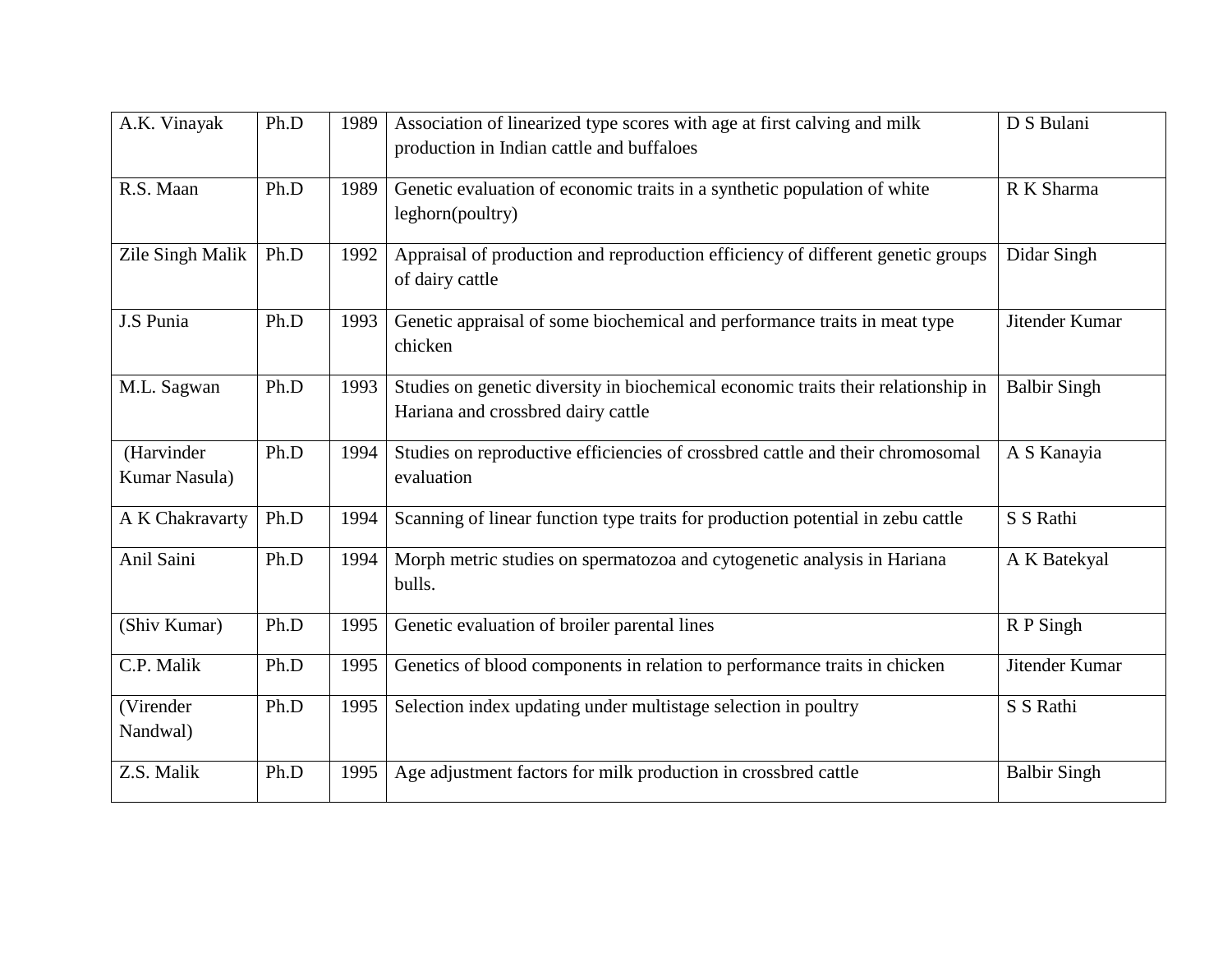| | | | | |
|---|---|---|---|---|
| A.K. Vinayak | Ph.D | 1989 | Association of linearized type scores with age at first calving and milk production in Indian cattle and buffaloes | D S Bulani |
| R.S. Maan | Ph.D | 1989 | Genetic evaluation of economic traits in a synthetic population of white leghorn(poultry) | R K Sharma |
| Zile Singh Malik | Ph.D | 1992 | Appraisal of production and reproduction efficiency of different genetic groups of dairy cattle | Didar Singh |
| J.S Punia | Ph.D | 1993 | Genetic appraisal of some biochemical and performance traits in meat type chicken | Jitender Kumar |
| M.L. Sagwan | Ph.D | 1993 | Studies on genetic diversity in biochemical economic traits their relationship in Hariana and crossbred dairy cattle | Balbir Singh |
| (Harvinder Kumar Nasula) | Ph.D | 1994 | Studies on reproductive efficiencies of crossbred cattle and their chromosomal evaluation | A S Kanayia |
| A K Chakravarty | Ph.D | 1994 | Scanning of linear function type traits for production potential in zebu cattle | S S Rathi |
| Anil Saini | Ph.D | 1994 | Morph metric studies on spermatozoa and cytogenetic analysis in Hariana bulls. | A K Batekyal |
| (Shiv Kumar) | Ph.D | 1995 | Genetic evaluation of broiler parental lines | R P Singh |
| C.P. Malik | Ph.D | 1995 | Genetics of blood components in relation to performance traits in chicken | Jitender Kumar |
| (Virender Nandwal) | Ph.D | 1995 | Selection index updating under multistage selection in poultry | S S Rathi |
| Z.S. Malik | Ph.D | 1995 | Age adjustment factors for milk production in crossbred cattle | Balbir Singh |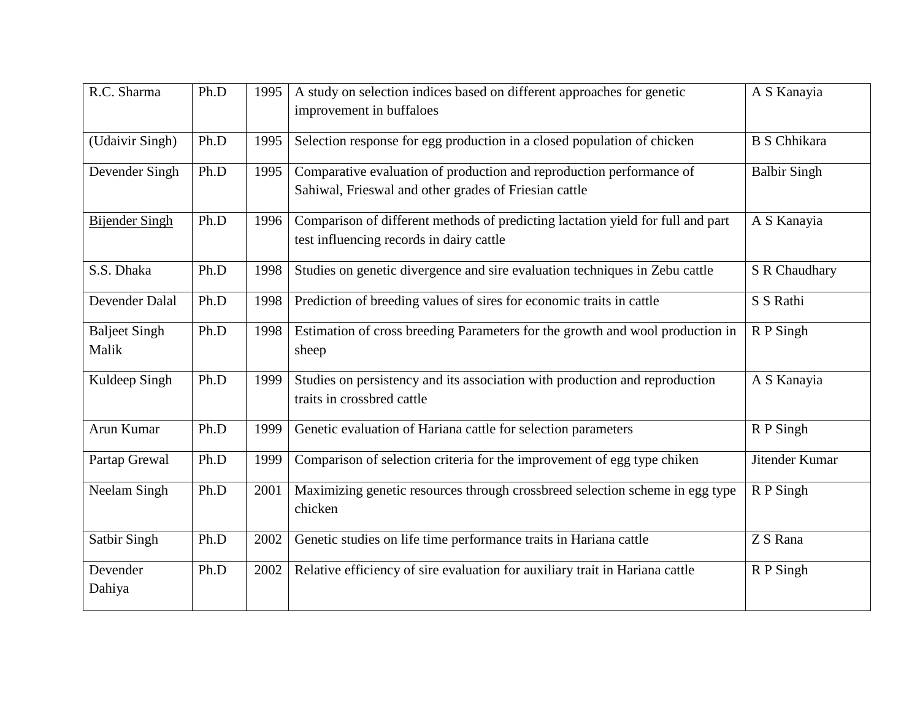| | | | | |
|---|---|---|---|---|
| R.C. Sharma | Ph.D | 1995 | A study on selection indices based on different approaches for genetic improvement in buffaloes | A S Kanayia |
| (Udaivir Singh) | Ph.D | 1995 | Selection response for egg production in a closed population of chicken | B S Chhikara |
| Devender Singh | Ph.D | 1995 | Comparative evaluation of production and reproduction performance of Sahiwal, Frieswal and other grades of Friesian cattle | Balbir Singh |
| Bijender Singh | Ph.D | 1996 | Comparison of different methods of predicting lactation yield for full and part test influencing records in dairy cattle | A S Kanayia |
| S.S. Dhaka | Ph.D | 1998 | Studies on genetic divergence and sire evaluation techniques in Zebu cattle | S R Chaudhary |
| Devender Dalal | Ph.D | 1998 | Prediction of breeding values of sires for economic traits in cattle | S S Rathi |
| Baljeet Singh Malik | Ph.D | 1998 | Estimation of cross breeding Parameters for the growth and wool production in sheep | R P Singh |
| Kuldeep Singh | Ph.D | 1999 | Studies on persistency and its association with production and reproduction traits in crossbred cattle | A S Kanayia |
| Arun Kumar | Ph.D | 1999 | Genetic evaluation of Hariana cattle for selection parameters | R P Singh |
| Partap Grewal | Ph.D | 1999 | Comparison of selection criteria for the improvement of egg type chiken | Jitender Kumar |
| Neelam Singh | Ph.D | 2001 | Maximizing genetic resources through crossbreed selection scheme in egg type chicken | R P Singh |
| Satbir Singh | Ph.D | 2002 | Genetic studies on life time performance traits in Hariana cattle | Z S Rana |
| Devender Dahiya | Ph.D | 2002 | Relative efficiency of sire evaluation for auxiliary trait in Hariana cattle | R P Singh |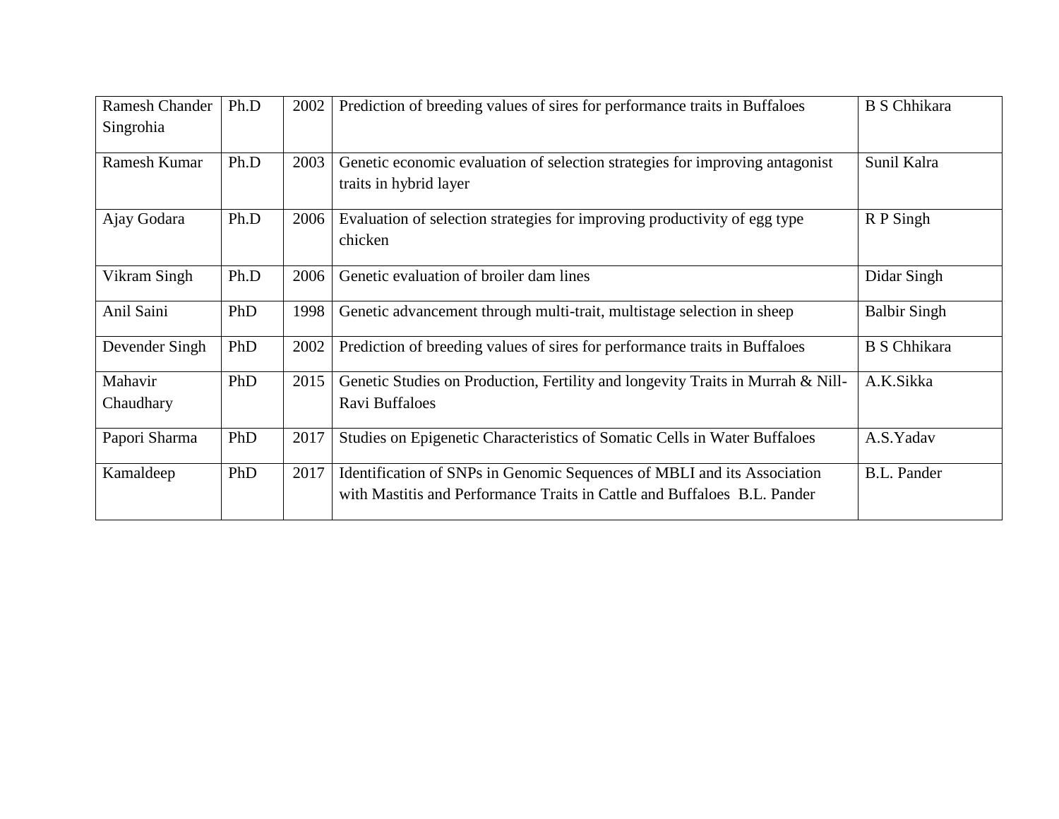| | | | | |
|---|---|---|---|---|
| Ramesh Chander Singrohia | Ph.D | 2002 | Prediction of breeding values of sires for performance traits in Buffaloes | B S Chhikara |
| Ramesh Kumar | Ph.D | 2003 | Genetic economic evaluation of selection strategies for improving antagonist traits in hybrid layer | Sunil Kalra |
| Ajay Godara | Ph.D | 2006 | Evaluation of selection strategies for improving productivity of egg type chicken | R P Singh |
| Vikram Singh | Ph.D | 2006 | Genetic evaluation of broiler dam lines | Didar Singh |
| Anil Saini | PhD | 1998 | Genetic advancement through multi-trait, multistage selection in sheep | Balbir Singh |
| Devender Singh | PhD | 2002 | Prediction of breeding values of sires for performance traits in Buffaloes | B S Chhikara |
| Mahavir Chaudhary | PhD | 2015 | Genetic Studies on Production, Fertility and longevity Traits in Murrah & Nill-Ravi Buffaloes | A.K.Sikka |
| Papori Sharma | PhD | 2017 | Studies on Epigenetic Characteristics of Somatic Cells in Water Buffaloes | A.S.Yadav |
| Kamaldeep | PhD | 2017 | Identification of SNPs in Genomic Sequences of MBLI and its Association with Mastitis and Performance Traits in Cattle and Buffaloes B.L. Pander | B.L. Pander |